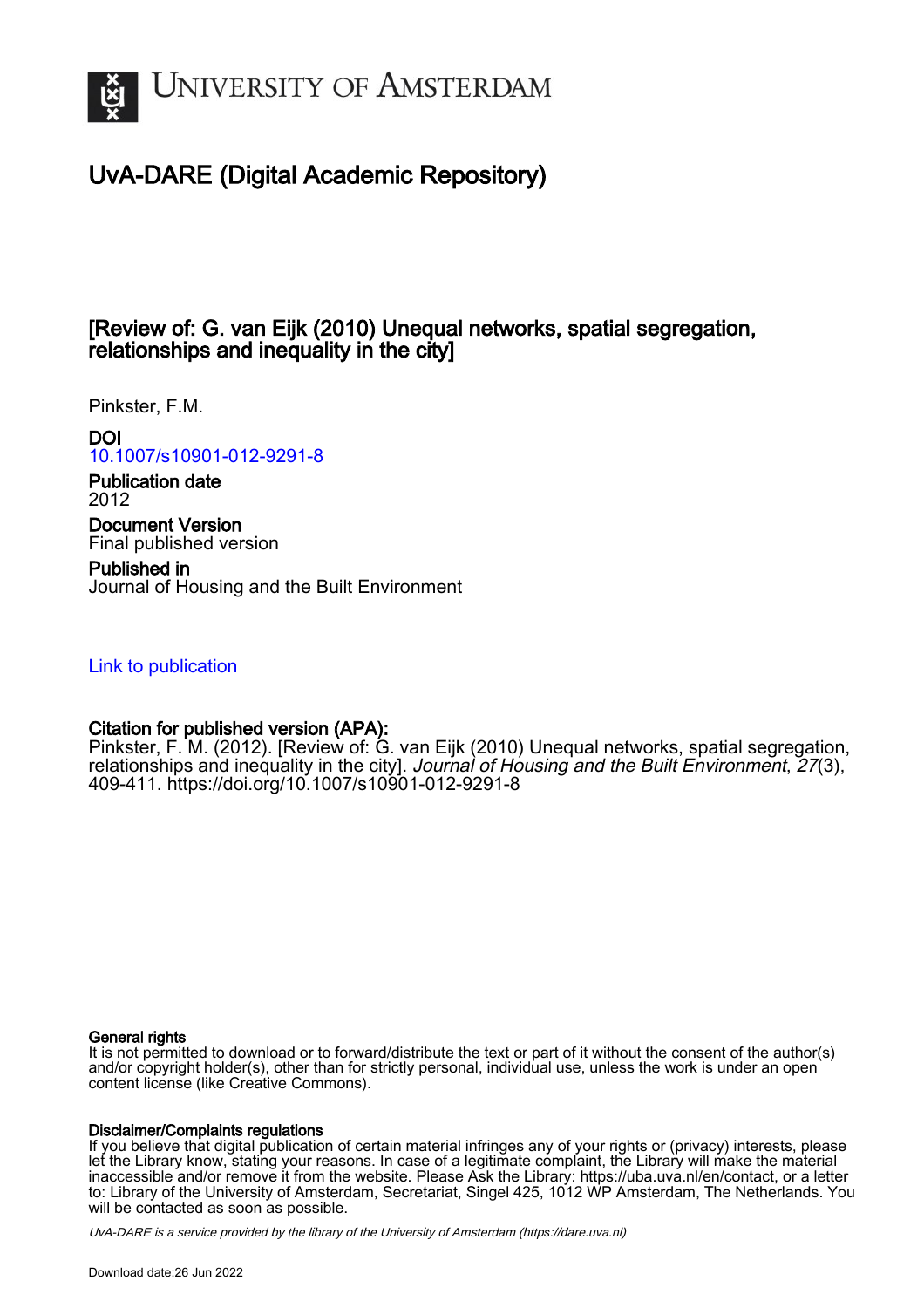# University of Amsterdam

## UvA-DARE (Digital Academic Repository)

### [Review of: G. van Eijk (2010) Unequal networks, spatial segregation, relationships and inequality in the city]

Pinkster, F.M.

**DOI**
10.1007/s10901-012-9291-8

**Publication date**
2012

**Document Version**
Final published version

**Published in**
Journal of Housing and the Built Environment

Link to publication

**Citation for published version (APA):**
Pinkster, F. M. (2012). [Review of: G. van Eijk (2010) Unequal networks, spatial segregation, relationships and inequality in the city]. *Journal of Housing and the Built Environment*, *27*(3), 409-411. https://doi.org/10.1007/s10901-012-9291-8

**General rights**
It is not permitted to download or to forward/distribute the text or part of it without the consent of the author(s) and/or copyright holder(s), other than for strictly personal, individual use, unless the work is under an open content license (like Creative Commons).

**Disclaimer/Complaints regulations**
If you believe that digital publication of certain material infringes any of your rights or (privacy) interests, please let the Library know, stating your reasons. In case of a legitimate complaint, the Library will make the material inaccessible and/or remove it from the website. Please Ask the Library: https://uba.uva.nl/en/contact, or a letter to: Library of the University of Amsterdam, Secretariat, Singel 425, 1012 WP Amsterdam, The Netherlands. You will be contacted as soon as possible.

*UvA-DARE is a service provided by the library of the University of Amsterdam (https://dare.uva.nl)*

Download date:26 Jun 2022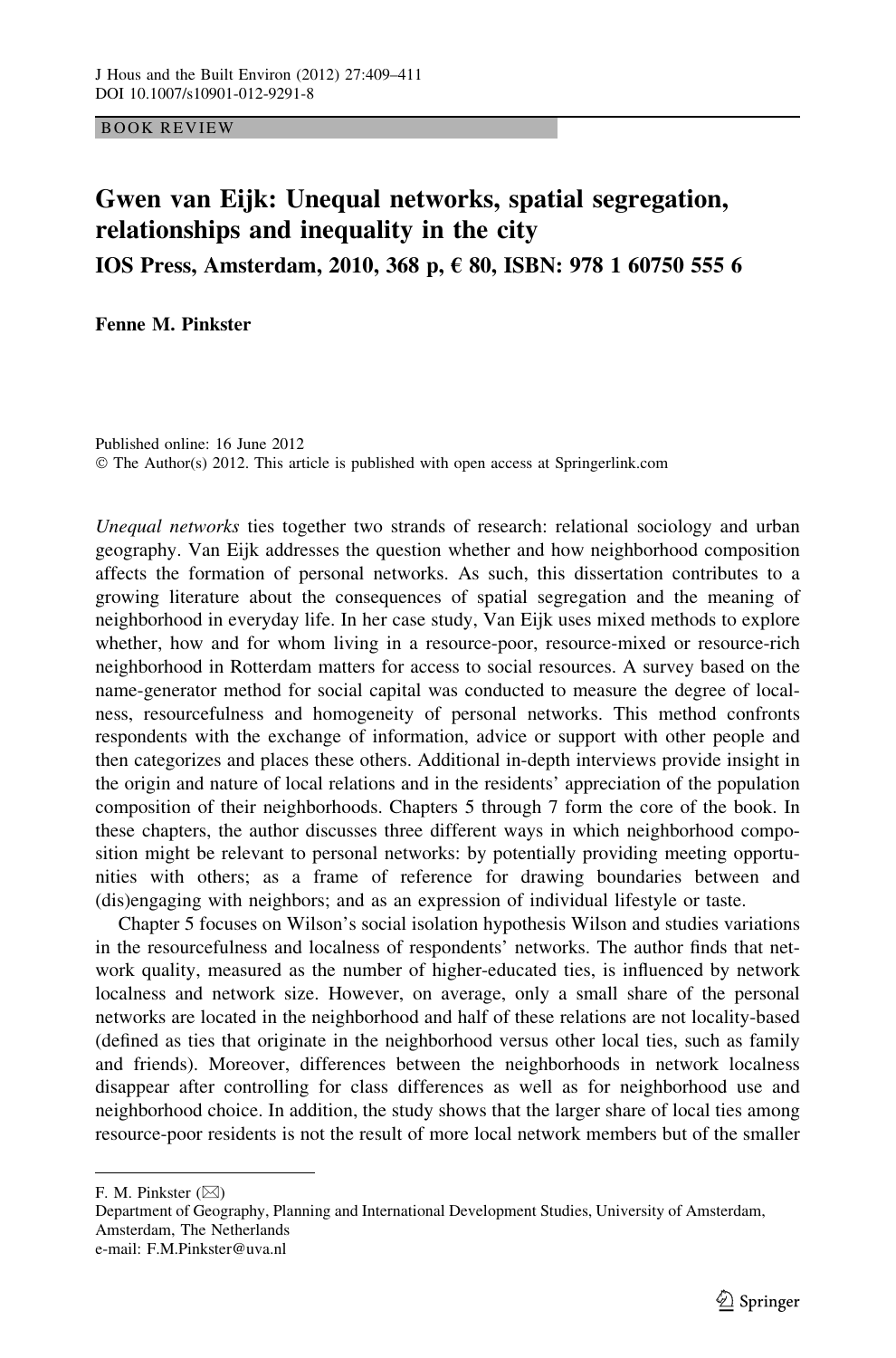BOOK REVIEW

# Gwen van Eijk: Unequal networks, spatial segregation, relationships and inequality in the city

## IOS Press, Amsterdam, 2010, 368 p, € 80, ISBN: 978 1 60750 555 6

**Fenne M. Pinkster**

Published online: 16 June 2012
© The Author(s) 2012. This article is published with open access at Springerlink.com

*Unequal networks* ties together two strands of research: relational sociology and urban geography. Van Eijk addresses the question whether and how neighborhood composition affects the formation of personal networks. As such, this dissertation contributes to a growing literature about the consequences of spatial segregation and the meaning of neighborhood in everyday life. In her case study, Van Eijk uses mixed methods to explore whether, how and for whom living in a resource-poor, resource-mixed or resource-rich neighborhood in Rotterdam matters for access to social resources. A survey based on the name-generator method for social capital was conducted to measure the degree of localness, resourcefulness and homogeneity of personal networks. This method confronts respondents with the exchange of information, advice or support with other people and then categorizes and places these others. Additional in-depth interviews provide insight in the origin and nature of local relations and in the residents' appreciation of the population composition of their neighborhoods. Chapters 5 through 7 form the core of the book. In these chapters, the author discusses three different ways in which neighborhood composition might be relevant to personal networks: by potentially providing meeting opportunities with others; as a frame of reference for drawing boundaries between and (dis)engaging with neighbors; and as an expression of individual lifestyle or taste.

Chapter 5 focuses on Wilson's social isolation hypothesis Wilson and studies variations in the resourcefulness and localness of respondents' networks. The author finds that network quality, measured as the number of higher-educated ties, is influenced by network localness and network size. However, on average, only a small share of the personal networks are located in the neighborhood and half of these relations are not locality-based (defined as ties that originate in the neighborhood versus other local ties, such as family and friends). Moreover, differences between the neighborhoods in network localness disappear after controlling for class differences as well as for neighborhood use and neighborhood choice. In addition, the study shows that the larger share of local ties among resource-poor residents is not the result of more local network members but of the smaller

---

F. M. Pinkster (✉)
Department of Geography, Planning and International Development Studies, University of Amsterdam, Amsterdam, The Netherlands
e-mail: F.M.Pinkster@uva.nl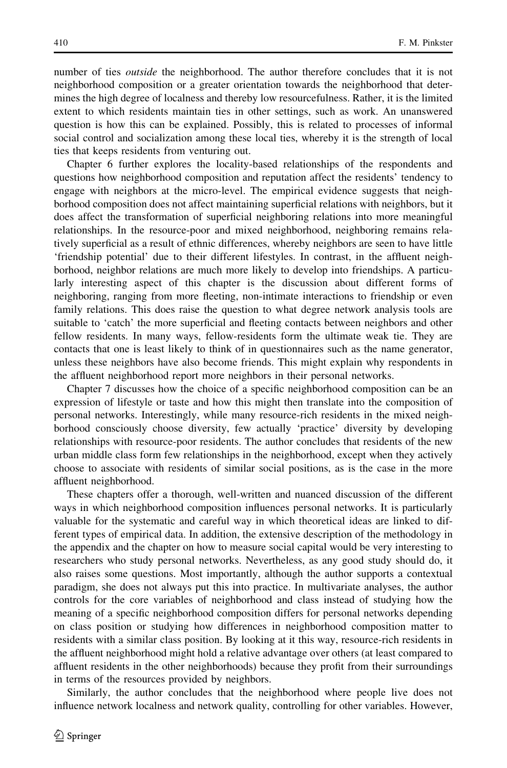number of ties *outside* the neighborhood. The author therefore concludes that it is not neighborhood composition or a greater orientation towards the neighborhood that determines the high degree of localness and thereby low resourcefulness. Rather, it is the limited extent to which residents maintain ties in other settings, such as work. An unanswered question is how this can be explained. Possibly, this is related to processes of informal social control and socialization among these local ties, whereby it is the strength of local ties that keeps residents from venturing out.

Chapter 6 further explores the locality-based relationships of the respondents and questions how neighborhood composition and reputation affect the residents' tendency to engage with neighbors at the micro-level. The empirical evidence suggests that neighborhood composition does not affect maintaining superficial relations with neighbors, but it does affect the transformation of superficial neighboring relations into more meaningful relationships. In the resource-poor and mixed neighborhood, neighboring remains relatively superficial as a result of ethnic differences, whereby neighbors are seen to have little 'friendship potential' due to their different lifestyles. In contrast, in the affluent neighborhood, neighbor relations are much more likely to develop into friendships. A particularly interesting aspect of this chapter is the discussion about different forms of neighboring, ranging from more fleeting, non-intimate interactions to friendship or even family relations. This does raise the question to what degree network analysis tools are suitable to 'catch' the more superficial and fleeting contacts between neighbors and other fellow residents. In many ways, fellow-residents form the ultimate weak tie. They are contacts that one is least likely to think of in questionnaires such as the name generator, unless these neighbors have also become friends. This might explain why respondents in the affluent neighborhood report more neighbors in their personal networks.

Chapter 7 discusses how the choice of a specific neighborhood composition can be an expression of lifestyle or taste and how this might then translate into the composition of personal networks. Interestingly, while many resource-rich residents in the mixed neighborhood consciously choose diversity, few actually 'practice' diversity by developing relationships with resource-poor residents. The author concludes that residents of the new urban middle class form few relationships in the neighborhood, except when they actively choose to associate with residents of similar social positions, as is the case in the more affluent neighborhood.

These chapters offer a thorough, well-written and nuanced discussion of the different ways in which neighborhood composition influences personal networks. It is particularly valuable for the systematic and careful way in which theoretical ideas are linked to different types of empirical data. In addition, the extensive description of the methodology in the appendix and the chapter on how to measure social capital would be very interesting to researchers who study personal networks. Nevertheless, as any good study should do, it also raises some questions. Most importantly, although the author supports a contextual paradigm, she does not always put this into practice. In multivariate analyses, the author controls for the core variables of neighborhood and class instead of studying how the meaning of a specific neighborhood composition differs for personal networks depending on class position or studying how differences in neighborhood composition matter to residents with a similar class position. By looking at it this way, resource-rich residents in the affluent neighborhood might hold a relative advantage over others (at least compared to affluent residents in the other neighborhoods) because they profit from their surroundings in terms of the resources provided by neighbors.

Similarly, the author concludes that the neighborhood where people live does not influence network localness and network quality, controlling for other variables. However,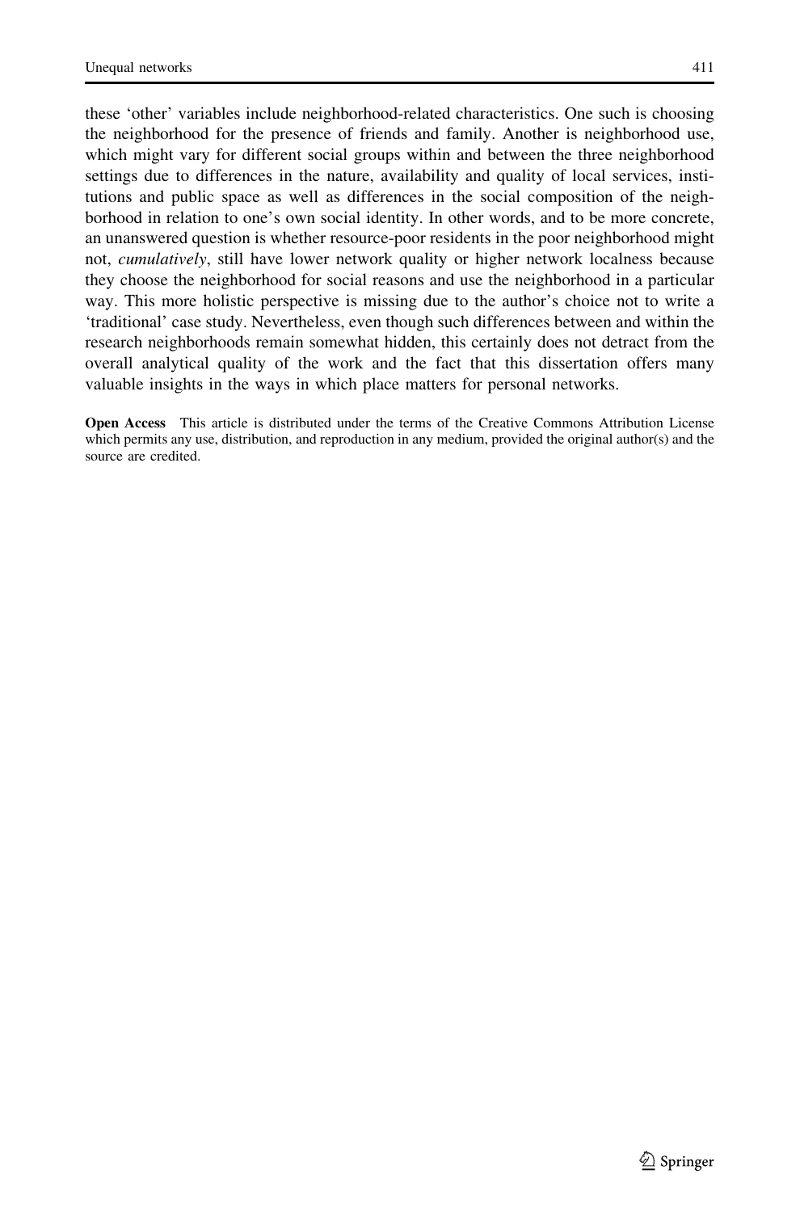these 'other' variables include neighborhood-related characteristics. One such is choosing the neighborhood for the presence of friends and family. Another is neighborhood use, which might vary for different social groups within and between the three neighborhood settings due to differences in the nature, availability and quality of local services, institutions and public space as well as differences in the social composition of the neighborhood in relation to one's own social identity. In other words, and to be more concrete, an unanswered question is whether resource-poor residents in the poor neighborhood might not, *cumulatively*, still have lower network quality or higher network localness because they choose the neighborhood for social reasons and use the neighborhood in a particular way. This more holistic perspective is missing due to the author's choice not to write a 'traditional' case study. Nevertheless, even though such differences between and within the research neighborhoods remain somewhat hidden, this certainly does not detract from the overall analytical quality of the work and the fact that this dissertation offers many valuable insights in the ways in which place matters for personal networks.

**Open Access** This article is distributed under the terms of the Creative Commons Attribution License which permits any use, distribution, and reproduction in any medium, provided the original author(s) and the source are credited.